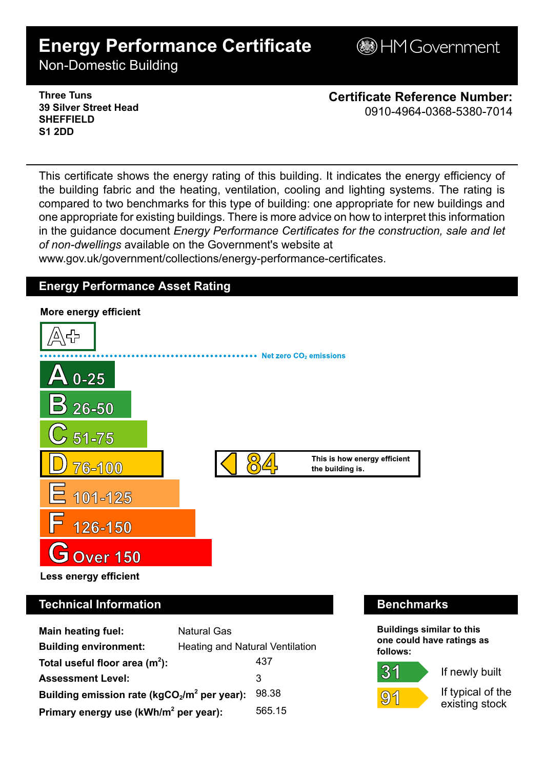# Energy Performance Certificate

Non-Domestic Building

HM Government

**Three Tuns**
**39 Silver Street Head**
**SHEFFIELD**
**S1 2DD**

**Certificate Reference Number:**
0910-4964-0368-5380-7014

This certificate shows the energy rating of this building. It indicates the energy efficiency of the building fabric and the heating, ventilation, cooling and lighting systems. The rating is compared to two benchmarks for this type of building: one appropriate for new buildings and one appropriate for existing buildings. There is more advice on how to interpret this information in the guidance document *Energy Performance Certificates for the construction, sale and let of non-dwellings* available on the Government's website at www.gov.uk/government/collections/energy-performance-certificates.

## Energy Performance Asset Rating

**More energy efficient**

A+

Net zero $CO_2$ emissions

- A 0-25
- B 26-50
- C 51-75
- D 76-100
- E 101-125
- F 126-150
- G Over 150

**84** — This is how energy efficient the building is.

**Less energy efficient**

## Technical Information

| | |
|---|---|
| **Main heating fuel:** | Natural Gas |
| **Building environment:** | Heating and Natural Ventilation |
| **Total useful floor area ($m^2$):** | 437 |
| **Assessment Level:** | 3 |
| **Building emission rate ($kgCO_2/m^2$ per year):** | 98.38 |
| **Primary energy use ($kWh/m^2$ per year):** | 565.15 |

## Benchmarks

**Buildings similar to this one could have ratings as follows:**

- **31** — If newly built
- **91** — If typical of the existing stock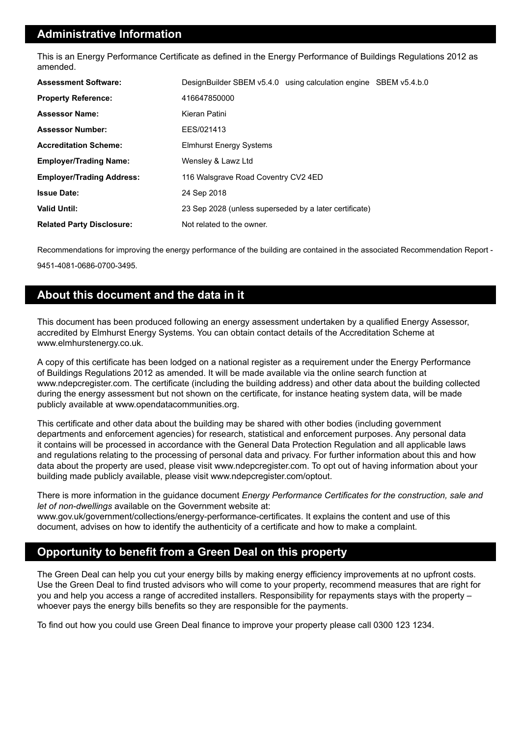## Administrative Information

This is an Energy Performance Certificate as defined in the Energy Performance of Buildings Regulations 2012 as amended.

| | |
|---|---|
| **Assessment Software:** | DesignBuilder SBEM v5.4.0 using calculation engine SBEM v5.4.b.0 |
| **Property Reference:** | 416647850000 |
| **Assessor Name:** | Kieran Patini |
| **Assessor Number:** | EES/021413 |
| **Accreditation Scheme:** | Elmhurst Energy Systems |
| **Employer/Trading Name:** | Wensley & Lawz Ltd |
| **Employer/Trading Address:** | 116 Walsgrave Road Coventry CV2 4ED |
| **Issue Date:** | 24 Sep 2018 |
| **Valid Until:** | 23 Sep 2028 (unless superseded by a later certificate) |
| **Related Party Disclosure:** | Not related to the owner. |

Recommendations for improving the energy performance of the building are contained in the associated Recommendation Report - 9451-4081-0686-0700-3495.

## About this document and the data in it

This document has been produced following an energy assessment undertaken by a qualified Energy Assessor, accredited by Elmhurst Energy Systems. You can obtain contact details of the Accreditation Scheme at www.elmhurstenergy.co.uk.

A copy of this certificate has been lodged on a national register as a requirement under the Energy Performance of Buildings Regulations 2012 as amended. It will be made available via the online search function at www.ndepcregister.com. The certificate (including the building address) and other data about the building collected during the energy assessment but not shown on the certificate, for instance heating system data, will be made publicly available at www.opendatacommunities.org.

This certificate and other data about the building may be shared with other bodies (including government departments and enforcement agencies) for research, statistical and enforcement purposes. Any personal data it contains will be processed in accordance with the General Data Protection Regulation and all applicable laws and regulations relating to the processing of personal data and privacy. For further information about this and how data about the property are used, please visit www.ndepcregister.com. To opt out of having information about your building made publicly available, please visit www.ndepcregister.com/optout.

There is more information in the guidance document *Energy Performance Certificates for the construction, sale and let of non-dwellings* available on the Government website at: www.gov.uk/government/collections/energy-performance-certificates. It explains the content and use of this document, advises on how to identify the authenticity of a certificate and how to make a complaint.

## Opportunity to benefit from a Green Deal on this property

The Green Deal can help you cut your energy bills by making energy efficiency improvements at no upfront costs. Use the Green Deal to find trusted advisors who will come to your property, recommend measures that are right for you and help you access a range of accredited installers. Responsibility for repayments stays with the property – whoever pays the energy bills benefits so they are responsible for the payments.

To find out how you could use Green Deal finance to improve your property please call 0300 123 1234.